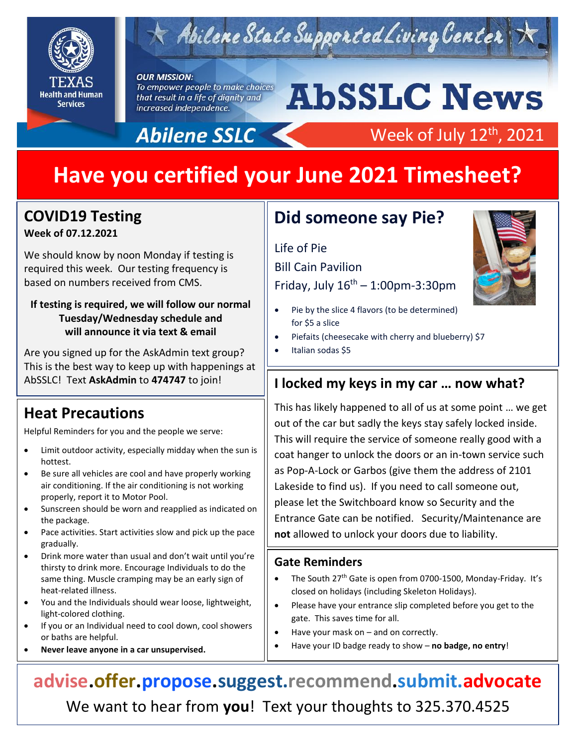# Abilene State Supported Living Center

TEXAS Health and Human Services

***OUR MISSION:***
*To empower people to make choices that result in a life of dignity and increased independence.*

# AbSSLC News

**Abilene SSLC** — Week of July 12th, 2021

# Have you certified your June 2021 Timesheet?

## COVID19 Testing

**Week of 07.12.2021**

We should know by noon Monday if testing is required this week. Our testing frequency is based on numbers received from CMS.

**If testing is required, we will follow our normal Tuesday/Wednesday schedule and will announce it via text & email**

Are you signed up for the AskAdmin text group? This is the best way to keep up with happenings at AbSSLC! Text **AskAdmin** to **474747** to join!

## Heat Precautions

Helpful Reminders for you and the people we serve:

- Limit outdoor activity, especially midday when the sun is hottest.
- Be sure all vehicles are cool and have properly working air conditioning. If the air conditioning is not working properly, report it to Motor Pool.
- Sunscreen should be worn and reapplied as indicated on the package.
- Pace activities. Start activities slow and pick up the pace gradually.
- Drink more water than usual and don't wait until you're thirsty to drink more. Encourage Individuals to do the same thing. Muscle cramping may be an early sign of heat-related illness.
- You and the Individuals should wear loose, lightweight, light-colored clothing.
- If you or an Individual need to cool down, cool showers or baths are helpful.
- **Never leave anyone in a car unsupervised.**

## Did someone say Pie?

Life of Pie

Bill Cain Pavilion

Friday, July 16th – 1:00pm-3:30pm

- Pie by the slice 4 flavors (to be determined) for $5 a slice
- Piefaits (cheesecake with cherry and blueberry) $7
- Italian sodas $5

## I locked my keys in my car … now what?

This has likely happened to all of us at some point … we get out of the car but sadly the keys stay safely locked inside. This will require the service of someone really good with a coat hanger to unlock the doors or an in-town service such as Pop-A-Lock or Garbos (give them the address of 2101 Lakeside to find us). If you need to call someone out, please let the Switchboard know so Security and the Entrance Gate can be notified. Security/Maintenance are **not** allowed to unlock your doors due to liability.

### Gate Reminders

- The South 27th Gate is open from 0700-1500, Monday-Friday. It's closed on holidays (including Skeleton Holidays).
- Please have your entrance slip completed before you get to the gate. This saves time for all.
- Have your mask on – and on correctly.
- Have your ID badge ready to show – **no badge, no entry**!

**advise.offer.propose.suggest.recommend.submit.advocate**

We want to hear from **you**! Text your thoughts to 325.370.4525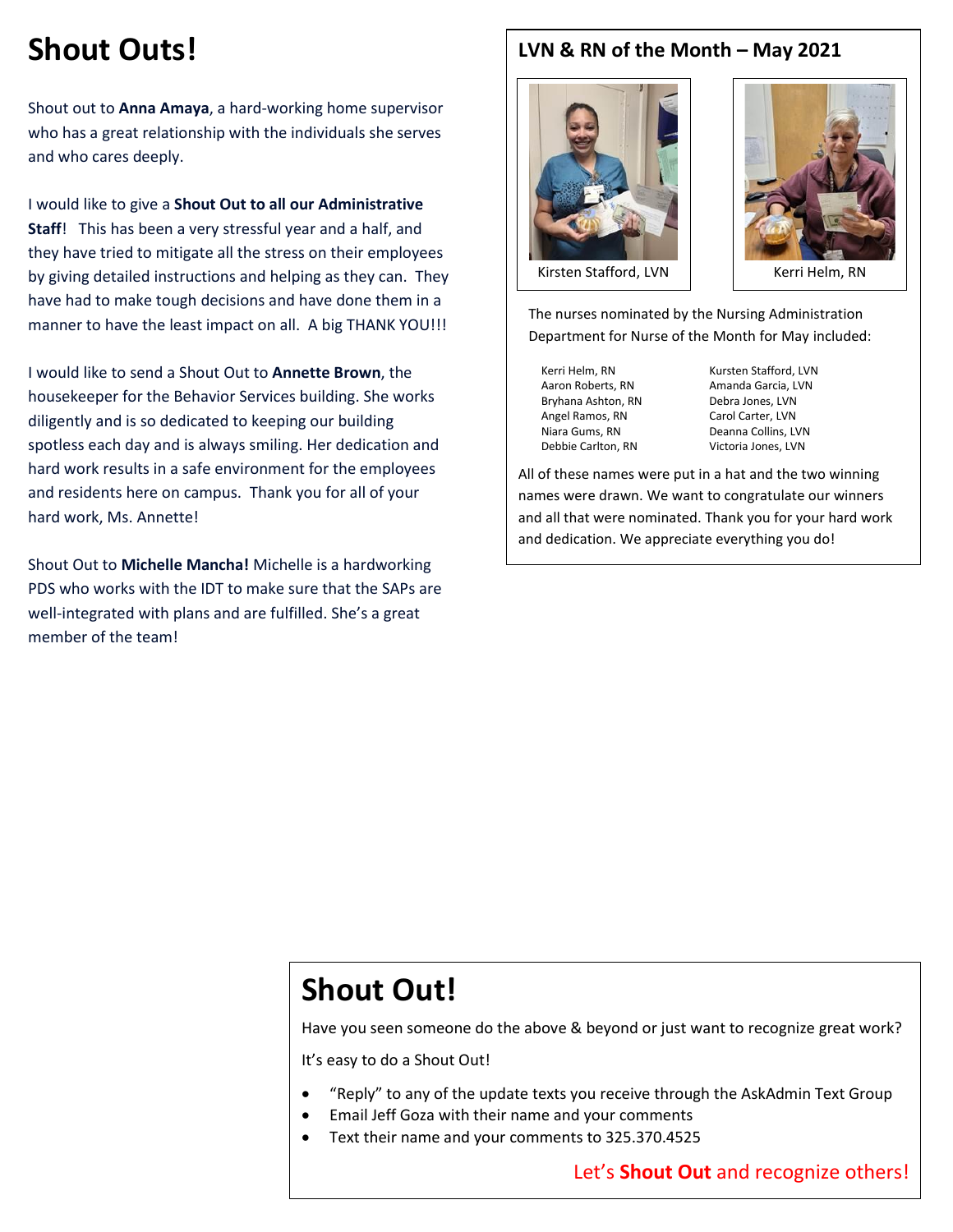# Shout Outs!

Shout out to **Anna Amaya**, a hard-working home supervisor who has a great relationship with the individuals she serves and who cares deeply.

I would like to give a **Shout Out to all our Administrative Staff**! This has been a very stressful year and a half, and they have tried to mitigate all the stress on their employees by giving detailed instructions and helping as they can. They have had to make tough decisions and have done them in a manner to have the least impact on all. A big THANK YOU!!!

I would like to send a Shout Out to **Annette Brown**, the housekeeper for the Behavior Services building. She works diligently and is so dedicated to keeping our building spotless each day and is always smiling. Her dedication and hard work results in a safe environment for the employees and residents here on campus. Thank you for all of your hard work, Ms. Annette!

Shout Out to **Michelle Mancha!** Michelle is a hardworking PDS who works with the IDT to make sure that the SAPs are well-integrated with plans and are fulfilled. She's a great member of the team!

## LVN & RN of the Month – May 2021

Kirsten Stafford, LVN

Kerri Helm, RN

The nurses nominated by the Nursing Administration Department for Nurse of the Month for May included:

| | |
|---|---|
| Kerri Helm, RN | Kursten Stafford, LVN |
| Aaron Roberts, RN | Amanda Garcia, LVN |
| Bryhana Ashton, RN | Debra Jones, LVN |
| Angel Ramos, RN | Carol Carter, LVN |
| Niara Gums, RN | Deanna Collins, LVN |
| Debbie Carlton, RN | Victoria Jones, LVN |

All of these names were put in a hat and the two winning names were drawn. We want to congratulate our winners and all that were nominated. Thank you for your hard work and dedication. We appreciate everything you do!

# Shout Out!

Have you seen someone do the above & beyond or just want to recognize great work?

It's easy to do a Shout Out!

- "Reply" to any of the update texts you receive through the AskAdmin Text Group
- Email Jeff Goza with their name and your comments
- Text their name and your comments to 325.370.4525

Let's **Shout Out** and recognize others!